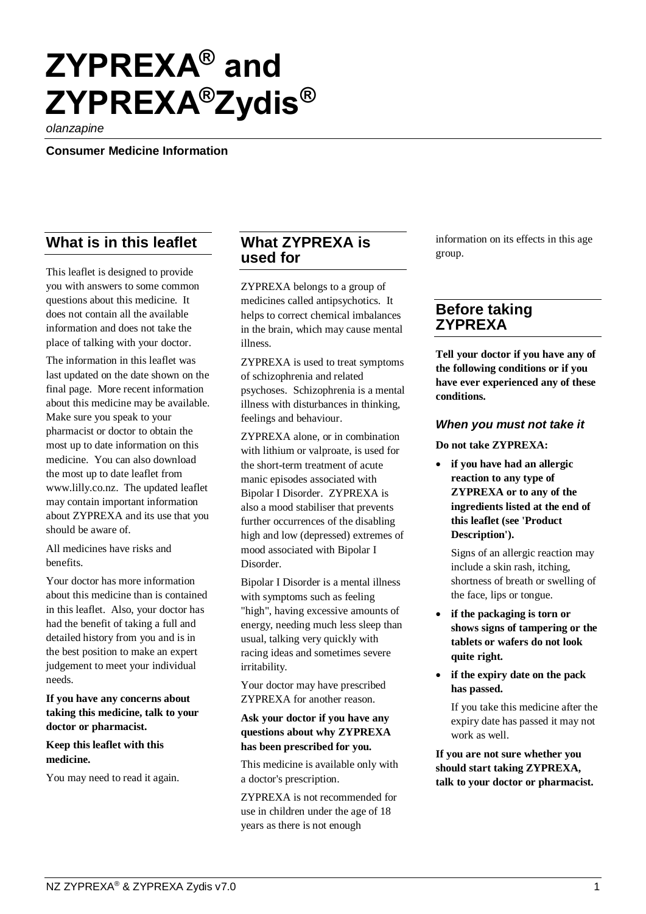# ZYPREXA® and ZYPREXA®Zydis®

*olanzapine*

**Consumer Medicine Information**

## What is in this leaflet

This leaflet is designed to provide you with answers to some common questions about this medicine. It does not contain all the available information and does not take the place of talking with your doctor.

The information in this leaflet was last updated on the date shown on the final page. More recent information about this medicine may be available. Make sure you speak to your pharmacist or doctor to obtain the most up to date information on this medicine. You can also download the most up to date leaflet from www.lilly.co.nz. The updated leaflet may contain important information about ZYPREXA and its use that you should be aware of.

All medicines have risks and benefits.

Your doctor has more information about this medicine than is contained in this leaflet. Also, your doctor has had the benefit of taking a full and detailed history from you and is in the best position to make an expert judgement to meet your individual needs.

**If you have any concerns about taking this medicine, talk to your doctor or pharmacist.**

**Keep this leaflet with this medicine.**

You may need to read it again.

## What ZYPREXA is used for

ZYPREXA belongs to a group of medicines called antipsychotics. It helps to correct chemical imbalances in the brain, which may cause mental illness.

ZYPREXA is used to treat symptoms of schizophrenia and related psychoses. Schizophrenia is a mental illness with disturbances in thinking, feelings and behaviour.

ZYPREXA alone, or in combination with lithium or valproate, is used for the short-term treatment of acute manic episodes associated with Bipolar I Disorder. ZYPREXA is also a mood stabiliser that prevents further occurrences of the disabling high and low (depressed) extremes of mood associated with Bipolar I Disorder.

Bipolar I Disorder is a mental illness with symptoms such as feeling "high", having excessive amounts of energy, needing much less sleep than usual, talking very quickly with racing ideas and sometimes severe irritability.

Your doctor may have prescribed ZYPREXA for another reason.

**Ask your doctor if you have any questions about why ZYPREXA has been prescribed for you.**

This medicine is available only with a doctor's prescription.

ZYPREXA is not recommended for use in children under the age of 18 years as there is not enough information on its effects in this age group.

## Before taking ZYPREXA

**Tell your doctor if you have any of the following conditions or if you have ever experienced any of these conditions.**

### *When you must not take it*

**Do not take ZYPREXA:**

- **if you have had an allergic reaction to any type of ZYPREXA or to any of the ingredients listed at the end of this leaflet (see 'Product Description').**

  Signs of an allergic reaction may include a skin rash, itching, shortness of breath or swelling of the face, lips or tongue.

- **if the packaging is torn or shows signs of tampering or the tablets or wafers do not look quite right.**

- **if the expiry date on the pack has passed.**

  If you take this medicine after the expiry date has passed it may not work as well.

**If you are not sure whether you should start taking ZYPREXA, talk to your doctor or pharmacist.**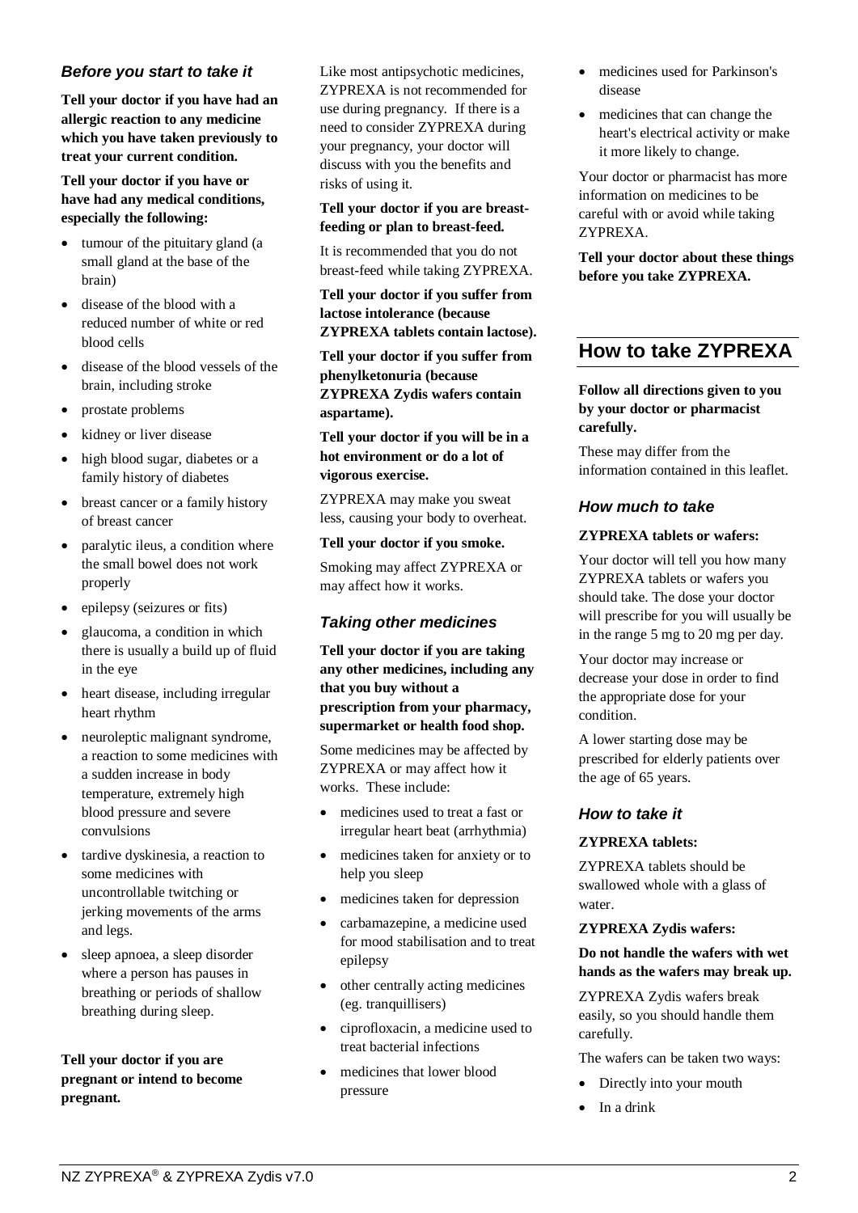### *Before you start to take it*

**Tell your doctor if you have had an allergic reaction to any medicine which you have taken previously to treat your current condition.**

**Tell your doctor if you have or have had any medical conditions, especially the following:**

- tumour of the pituitary gland (a small gland at the base of the brain)
- disease of the blood with a reduced number of white or red blood cells
- disease of the blood vessels of the brain, including stroke
- prostate problems
- kidney or liver disease
- high blood sugar, diabetes or a family history of diabetes
- breast cancer or a family history of breast cancer
- paralytic ileus, a condition where the small bowel does not work properly
- epilepsy (seizures or fits)
- glaucoma, a condition in which there is usually a build up of fluid in the eye
- heart disease, including irregular heart rhythm
- neuroleptic malignant syndrome, a reaction to some medicines with a sudden increase in body temperature, extremely high blood pressure and severe convulsions
- tardive dyskinesia, a reaction to some medicines with uncontrollable twitching or jerking movements of the arms and legs.
- sleep apnoea, a sleep disorder where a person has pauses in breathing or periods of shallow breathing during sleep.

**Tell your doctor if you are pregnant or intend to become pregnant.**

Like most antipsychotic medicines, ZYPREXA is not recommended for use during pregnancy. If there is a need to consider ZYPREXA during your pregnancy, your doctor will discuss with you the benefits and risks of using it.

**Tell your doctor if you are breast-feeding or plan to breast-feed.**

It is recommended that you do not breast-feed while taking ZYPREXA.

**Tell your doctor if you suffer from lactose intolerance (because ZYPREXA tablets contain lactose).**

**Tell your doctor if you suffer from phenylketonuria (because ZYPREXA Zydis wafers contain aspartame).**

**Tell your doctor if you will be in a hot environment or do a lot of vigorous exercise.**

ZYPREXA may make you sweat less, causing your body to overheat.

**Tell your doctor if you smoke.**

Smoking may affect ZYPREXA or may affect how it works.

### *Taking other medicines*

**Tell your doctor if you are taking any other medicines, including any that you buy without a prescription from your pharmacy, supermarket or health food shop.**

Some medicines may be affected by ZYPREXA or may affect how it works. These include:

- medicines used to treat a fast or irregular heart beat (arrhythmia)
- medicines taken for anxiety or to help you sleep
- medicines taken for depression
- carbamazepine, a medicine used for mood stabilisation and to treat epilepsy
- other centrally acting medicines (eg. tranquillisers)
- ciprofloxacin, a medicine used to treat bacterial infections
- medicines that lower blood pressure
- medicines used for Parkinson's disease
- medicines that can change the heart's electrical activity or make it more likely to change.

Your doctor or pharmacist has more information on medicines to be careful with or avoid while taking ZYPREXA.

**Tell your doctor about these things before you take ZYPREXA.**

## How to take ZYPREXA

**Follow all directions given to you by your doctor or pharmacist carefully.**

These may differ from the information contained in this leaflet.

### *How much to take*

**ZYPREXA tablets or wafers:**

Your doctor will tell you how many ZYPREXA tablets or wafers you should take. The dose your doctor will prescribe for you will usually be in the range 5 mg to 20 mg per day.

Your doctor may increase or decrease your dose in order to find the appropriate dose for your condition.

A lower starting dose may be prescribed for elderly patients over the age of 65 years.

### *How to take it*

**ZYPREXA tablets:**

ZYPREXA tablets should be swallowed whole with a glass of water.

**ZYPREXA Zydis wafers:**

**Do not handle the wafers with wet hands as the wafers may break up.**

ZYPREXA Zydis wafers break easily, so you should handle them carefully.

The wafers can be taken two ways:

- Directly into your mouth
- In a drink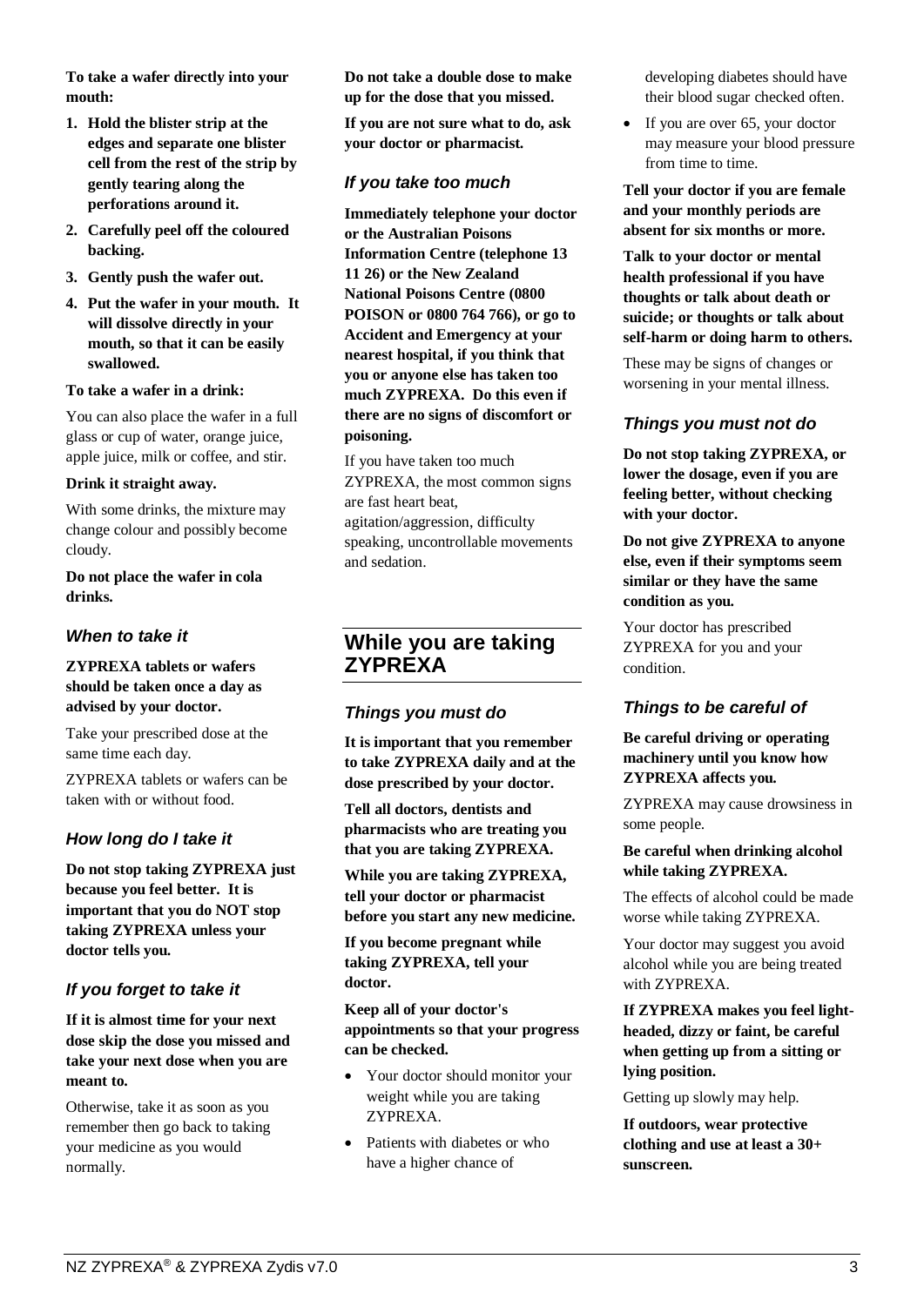**To take a wafer directly into your mouth:**

1. **Hold the blister strip at the edges and separate one blister cell from the rest of the strip by gently tearing along the perforations around it.**
2. **Carefully peel off the coloured backing.**
3. **Gently push the wafer out.**
4. **Put the wafer in your mouth. It will dissolve directly in your mouth, so that it can be easily swallowed.**

**To take a wafer in a drink:**

You can also place the wafer in a full glass or cup of water, orange juice, apple juice, milk or coffee, and stir.

**Drink it straight away.**

With some drinks, the mixture may change colour and possibly become cloudy.

**Do not place the wafer in cola drinks.**

### *When to take it*

**ZYPREXA tablets or wafers should be taken once a day as advised by your doctor.**

Take your prescribed dose at the same time each day.

ZYPREXA tablets or wafers can be taken with or without food.

### *How long do I take it*

**Do not stop taking ZYPREXA just because you feel better. It is important that you do NOT stop taking ZYPREXA unless your doctor tells you.**

### *If you forget to take it*

**If it is almost time for your next dose skip the dose you missed and take your next dose when you are meant to.**

Otherwise, take it as soon as you remember then go back to taking your medicine as you would normally.

**Do not take a double dose to make up for the dose that you missed.**

**If you are not sure what to do, ask your doctor or pharmacist.**

### *If you take too much*

**Immediately telephone your doctor or the Australian Poisons Information Centre (telephone 13 11 26) or the New Zealand National Poisons Centre (0800 POISON or 0800 764 766), or go to Accident and Emergency at your nearest hospital, if you think that you or anyone else has taken too much ZYPREXA. Do this even if there are no signs of discomfort or poisoning.**

If you have taken too much ZYPREXA, the most common signs are fast heart beat, agitation/aggression, difficulty speaking, uncontrollable movements and sedation.

## While you are taking ZYPREXA

### *Things you must do*

**It is important that you remember to take ZYPREXA daily and at the dose prescribed by your doctor.**

**Tell all doctors, dentists and pharmacists who are treating you that you are taking ZYPREXA.**

**While you are taking ZYPREXA, tell your doctor or pharmacist before you start any new medicine.**

**If you become pregnant while taking ZYPREXA, tell your doctor.**

**Keep all of your doctor's appointments so that your progress can be checked.**

- Your doctor should monitor your weight while you are taking ZYPREXA.
- Patients with diabetes or who have a higher chance of developing diabetes should have their blood sugar checked often.
- If you are over 65, your doctor may measure your blood pressure from time to time.

**Tell your doctor if you are female and your monthly periods are absent for six months or more.**

**Talk to your doctor or mental health professional if you have thoughts or talk about death or suicide; or thoughts or talk about self-harm or doing harm to others.**

These may be signs of changes or worsening in your mental illness.

### *Things you must not do*

**Do not stop taking ZYPREXA, or lower the dosage, even if you are feeling better, without checking with your doctor.**

**Do not give ZYPREXA to anyone else, even if their symptoms seem similar or they have the same condition as you.**

Your doctor has prescribed ZYPREXA for you and your condition.

### *Things to be careful of*

**Be careful driving or operating machinery until you know how ZYPREXA affects you.**

ZYPREXA may cause drowsiness in some people.

**Be careful when drinking alcohol while taking ZYPREXA.**

The effects of alcohol could be made worse while taking ZYPREXA.

Your doctor may suggest you avoid alcohol while you are being treated with ZYPREXA.

**If ZYPREXA makes you feel light-headed, dizzy or faint, be careful when getting up from a sitting or lying position.**

Getting up slowly may help.

**If outdoors, wear protective clothing and use at least a 30+ sunscreen.**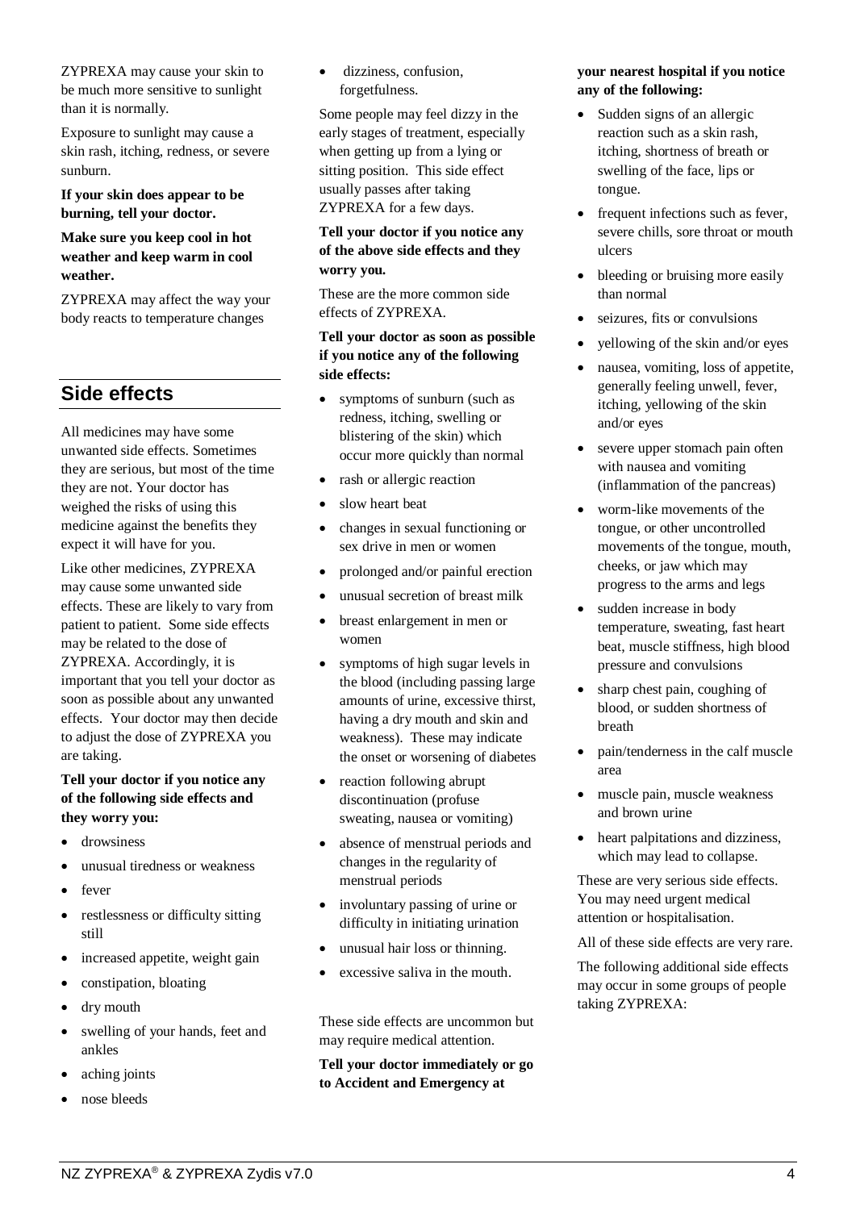ZYPREXA may cause your skin to be much more sensitive to sunlight than it is normally.

Exposure to sunlight may cause a skin rash, itching, redness, or severe sunburn.

**If your skin does appear to be burning, tell your doctor.**

**Make sure you keep cool in hot weather and keep warm in cool weather.**

ZYPREXA may affect the way your body reacts to temperature changes

## Side effects

All medicines may have some unwanted side effects. Sometimes they are serious, but most of the time they are not. Your doctor has weighed the risks of using this medicine against the benefits they expect it will have for you.

Like other medicines, ZYPREXA may cause some unwanted side effects. These are likely to vary from patient to patient. Some side effects may be related to the dose of ZYPREXA. Accordingly, it is important that you tell your doctor as soon as possible about any unwanted effects. Your doctor may then decide to adjust the dose of ZYPREXA you are taking.

**Tell your doctor if you notice any of the following side effects and they worry you:**

- drowsiness
- unusual tiredness or weakness
- fever
- restlessness or difficulty sitting still
- increased appetite, weight gain
- constipation, bloating
- dry mouth
- swelling of your hands, feet and ankles
- aching joints
- nose bleeds
- dizziness, confusion, forgetfulness.

Some people may feel dizzy in the early stages of treatment, especially when getting up from a lying or sitting position. This side effect usually passes after taking ZYPREXA for a few days.

**Tell your doctor if you notice any of the above side effects and they worry you.**

These are the more common side effects of ZYPREXA.

**Tell your doctor as soon as possible if you notice any of the following side effects:**

- symptoms of sunburn (such as redness, itching, swelling or blistering of the skin) which occur more quickly than normal
- rash or allergic reaction
- slow heart beat
- changes in sexual functioning or sex drive in men or women
- prolonged and/or painful erection
- unusual secretion of breast milk
- breast enlargement in men or women
- symptoms of high sugar levels in the blood (including passing large amounts of urine, excessive thirst, having a dry mouth and skin and weakness). These may indicate the onset or worsening of diabetes
- reaction following abrupt discontinuation (profuse sweating, nausea or vomiting)
- absence of menstrual periods and changes in the regularity of menstrual periods
- involuntary passing of urine or difficulty in initiating urination
- unusual hair loss or thinning.
- excessive saliva in the mouth.

These side effects are uncommon but may require medical attention.

**Tell your doctor immediately or go to Accident and Emergency at your nearest hospital if you notice any of the following:**

- Sudden signs of an allergic reaction such as a skin rash, itching, shortness of breath or swelling of the face, lips or tongue.
- frequent infections such as fever, severe chills, sore throat or mouth ulcers
- bleeding or bruising more easily than normal
- seizures, fits or convulsions
- yellowing of the skin and/or eyes
- nausea, vomiting, loss of appetite, generally feeling unwell, fever, itching, yellowing of the skin and/or eyes
- severe upper stomach pain often with nausea and vomiting (inflammation of the pancreas)
- worm-like movements of the tongue, or other uncontrolled movements of the tongue, mouth, cheeks, or jaw which may progress to the arms and legs
- sudden increase in body temperature, sweating, fast heart beat, muscle stiffness, high blood pressure and convulsions
- sharp chest pain, coughing of blood, or sudden shortness of breath
- pain/tenderness in the calf muscle area
- muscle pain, muscle weakness and brown urine
- heart palpitations and dizziness, which may lead to collapse.

These are very serious side effects. You may need urgent medical attention or hospitalisation.

All of these side effects are very rare.

The following additional side effects may occur in some groups of people taking ZYPREXA: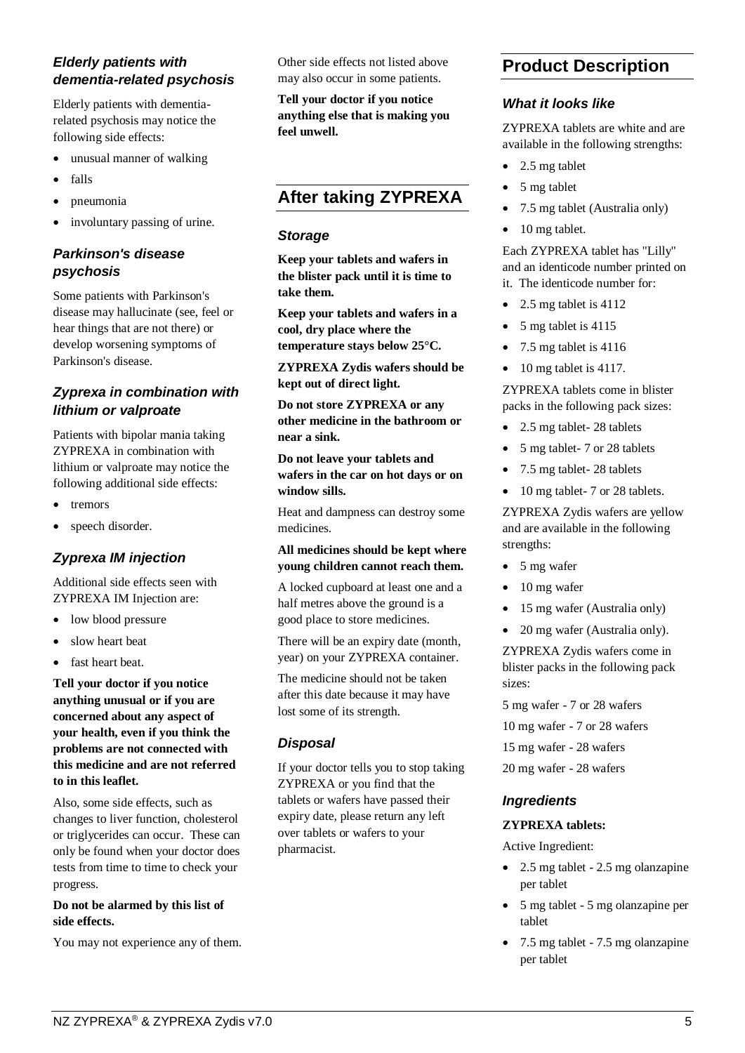### *Elderly patients with dementia-related psychosis*

Elderly patients with dementia-related psychosis may notice the following side effects:

- unusual manner of walking
- falls
- pneumonia
- involuntary passing of urine.

### *Parkinson's disease psychosis*

Some patients with Parkinson's disease may hallucinate (see, feel or hear things that are not there) or develop worsening symptoms of Parkinson's disease.

### *Zyprexa in combination with lithium or valproate*

Patients with bipolar mania taking ZYPREXA in combination with lithium or valproate may notice the following additional side effects:

- tremors
- speech disorder.

### *Zyprexa IM injection*

Additional side effects seen with ZYPREXA IM Injection are:

- low blood pressure
- slow heart beat
- fast heart beat.

**Tell your doctor if you notice anything unusual or if you are concerned about any aspect of your health, even if you think the problems are not connected with this medicine and are not referred to in this leaflet.**

Also, some side effects, such as changes to liver function, cholesterol or triglycerides can occur. These can only be found when your doctor does tests from time to time to check your progress.

**Do not be alarmed by this list of side effects.**

You may not experience any of them.

Other side effects not listed above may also occur in some patients.

**Tell your doctor if you notice anything else that is making you feel unwell.**

## After taking ZYPREXA

### *Storage*

**Keep your tablets and wafers in the blister pack until it is time to take them.**

**Keep your tablets and wafers in a cool, dry place where the temperature stays below 25°C.**

**ZYPREXA Zydis wafers should be kept out of direct light.**

**Do not store ZYPREXA or any other medicine in the bathroom or near a sink.**

**Do not leave your tablets and wafers in the car on hot days or on window sills.**

Heat and dampness can destroy some medicines.

**All medicines should be kept where young children cannot reach them.**

A locked cupboard at least one and a half metres above the ground is a good place to store medicines.

There will be an expiry date (month, year) on your ZYPREXA container.

The medicine should not be taken after this date because it may have lost some of its strength.

### *Disposal*

If your doctor tells you to stop taking ZYPREXA or you find that the tablets or wafers have passed their expiry date, please return any left over tablets or wafers to your pharmacist.

## Product Description

### *What it looks like*

ZYPREXA tablets are white and are available in the following strengths:

- 2.5 mg tablet
- 5 mg tablet
- 7.5 mg tablet (Australia only)
- 10 mg tablet.

Each ZYPREXA tablet has "Lilly" and an identicode number printed on it. The identicode number for:

- 2.5 mg tablet is 4112
- 5 mg tablet is 4115
- 7.5 mg tablet is 4116
- 10 mg tablet is 4117.

ZYPREXA tablets come in blister packs in the following pack sizes:

- 2.5 mg tablet- 28 tablets
- 5 mg tablet- 7 or 28 tablets
- 7.5 mg tablet- 28 tablets
- 10 mg tablet- 7 or 28 tablets.

ZYPREXA Zydis wafers are yellow and are available in the following strengths:

- 5 mg wafer
- 10 mg wafer
- 15 mg wafer (Australia only)
- 20 mg wafer (Australia only).

ZYPREXA Zydis wafers come in blister packs in the following pack sizes:

5 mg wafer - 7 or 28 wafers

10 mg wafer - 7 or 28 wafers

15 mg wafer - 28 wafers

20 mg wafer - 28 wafers

### *Ingredients*

**ZYPREXA tablets:**

Active Ingredient:

- 2.5 mg tablet - 2.5 mg olanzapine per tablet
- 5 mg tablet - 5 mg olanzapine per tablet
- 7.5 mg tablet - 7.5 mg olanzapine per tablet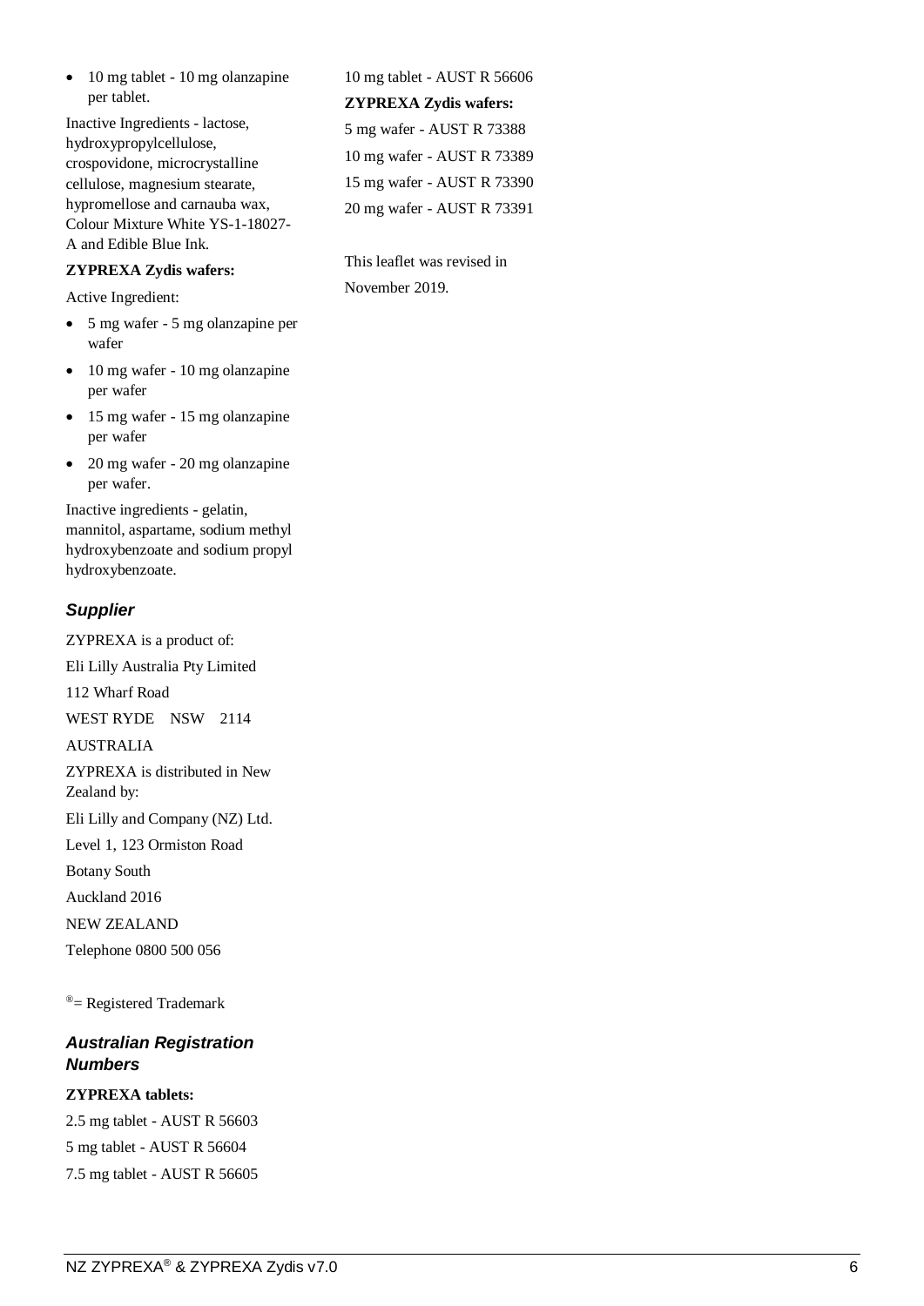- 10 mg tablet - 10 mg olanzapine per tablet.

Inactive Ingredients - lactose, hydroxypropylcellulose, crospovidone, microcrystalline cellulose, magnesium stearate, hypromellose and carnauba wax, Colour Mixture White YS-1-18027-A and Edible Blue Ink.

**ZYPREXA Zydis wafers:**

Active Ingredient:

- 5 mg wafer - 5 mg olanzapine per wafer
- 10 mg wafer - 10 mg olanzapine per wafer
- 15 mg wafer - 15 mg olanzapine per wafer
- 20 mg wafer - 20 mg olanzapine per wafer.

Inactive ingredients - gelatin, mannitol, aspartame, sodium methyl hydroxybenzoate and sodium propyl hydroxybenzoate.

### *Supplier*

ZYPREXA is a product of:

Eli Lilly Australia Pty Limited

112 Wharf Road

WEST RYDE NSW 2114

AUSTRALIA

ZYPREXA is distributed in New Zealand by:

Eli Lilly and Company (NZ) Ltd.

Level 1, 123 Ormiston Road

Botany South

Auckland 2016

NEW ZEALAND

Telephone 0800 500 056

®= Registered Trademark

### *Australian Registration Numbers*

**ZYPREXA tablets:**

2.5 mg tablet - AUST R 56603

5 mg tablet - AUST R 56604

7.5 mg tablet - AUST R 56605

10 mg tablet - AUST R 56606

**ZYPREXA Zydis wafers:**

5 mg wafer - AUST R 73388

10 mg wafer - AUST R 73389

15 mg wafer - AUST R 73390

20 mg wafer - AUST R 73391

This leaflet was revised in November 2019.